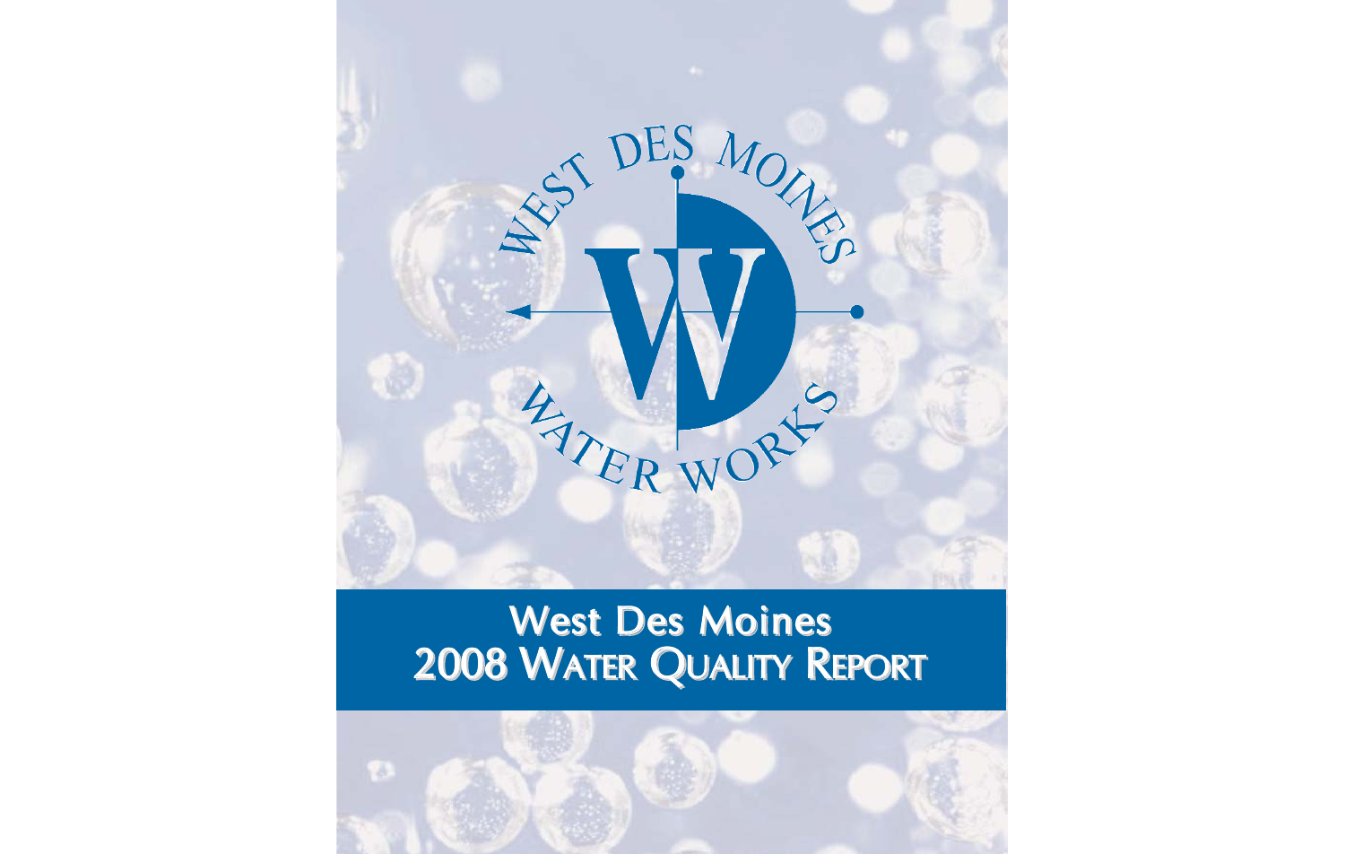# West Des Moines 2008 Water Quality Report

West Des Moines Water Works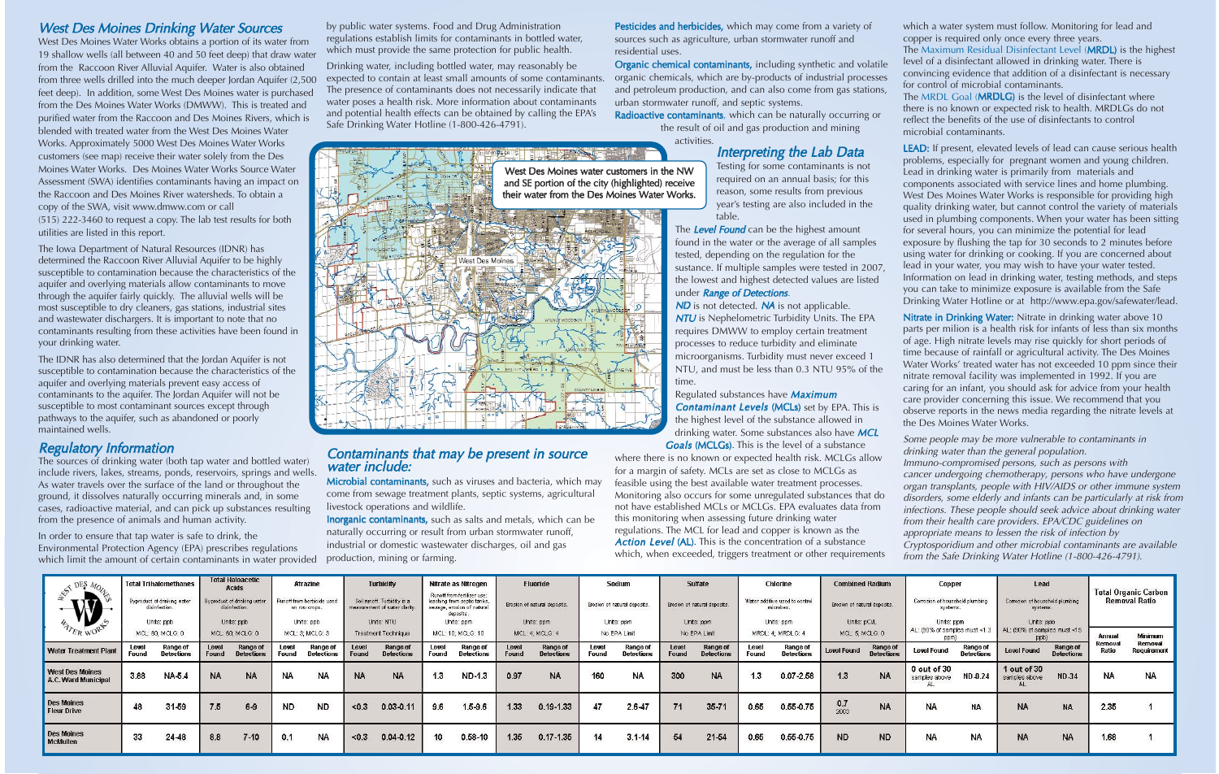## West Des Moines Drinking Water Sources

West Des Moines Water Works obtains a portion of its water from 19 shallow wells (all between 40 and 50 feet deep) that draw water from the Raccoon River Alluvial Aquifer. Water is also obtained from three wells drilled into the much deeper Jordan Aquifer (2,500 feet deep). In addition, some West Des Moines water is purchased from the Des Moines Water Works (DMWW). This is treated and purified water from the Raccoon and Des Moines Rivers, which is blended with treated water from the West Des Moines Water Works. Approximately 5000 West Des Moines Water Works customers (see map) receive their water solely from the Des Moines Water Works. Des Moines Water Works Source Water Assessment (SWA) identifies contaminants having an impact on the Raccoon and Des Moines River watersheds. To obtain a copy of the SWA, visit www.dmww.com or call (515) 222-3460 to request a copy. The lab test results for both utilities are listed in this report.

The Iowa Department of Natural Resources (IDNR) has determined the Raccoon River Alluvial Aquifer to be highly susceptible to contamination because the characteristics of the aquifer and overlying materials allow contaminants to move through the aquifer fairly quickly. The alluvial wells will be most susceptible to dry cleaners, gas stations, industrial sites and wastewater dischargers. It is important to note that no contaminants resulting from these activities have been found in your drinking water.

The IDNR has also determined that the Jordan Aquifer is not susceptible to contamination because the characteristics of the aquifer and overlying materials prevent easy access of contaminants to the aquifer. The Jordan Aquifer will not be susceptible to most contaminant sources except through pathways to the aquifer, such as abandoned or poorly maintained wells.

## Regulatory Information

The sources of drinking water (both tap water and bottled water) include rivers, lakes, streams, ponds, reservoirs, springs and wells. As water travels over the surface of the land or throughout the ground, it dissolves naturally occurring minerals and, in some cases, radioactive material, and can pick up substances resulting from the presence of animals and human activity.

In order to ensure that tap water is safe to drink, the Environmental Protection Agency (EPA) prescribes regulations which limit the amount of certain contaminants in water provided by public water systems. Food and Drug Administration regulations establish limits for contaminants in bottled water, which must provide the same protection for public health.

Drinking water, including bottled water, may reasonably be expected to contain at least small amounts of some contaminants. The presence of contaminants does not necessarily indicate that water poses a health risk. More information about contaminants and potential health effects can be obtained by calling the EPA's Safe Drinking Water Hotline (1-800-426-4791).

West Des Moines water customers in the NW and SE portion of the city (highlighted) receive their water from the Des Moines Water Works.

## Contaminants that may be present in source water include:

**Microbial contaminants,** such as viruses and bacteria, which may come from sewage treatment plants, septic systems, agricultural livestock operations and wildlife.

**Inorganic contaminants,** such as salts and metals, which can be naturally occurring or result from urban stormwater runoff, industrial or domestic wastewater discharges, oil and gas production, mining or farming.

**Pesticides and herbicides,** which may come from a variety of sources such as agriculture, urban stormwater runoff and residential uses.

**Organic chemical contaminants,** including synthetic and volatile organic chemicals, which are by-products of industrial processes and petroleum production, and can also come from gas stations, urban stormwater runoff, and septic systems.

**Radioactive contaminants,** which can be naturally occurring or the result of oil and gas production and mining activities.

## Interpreting the Lab Data

Testing for some contaminants is not required on an annual basis; for this reason, some results from previous year's testing are also included in the table.

The ***Level Found*** can be the highest amount found in the water or the average of all samples tested, depending on the regulation for the sustance. If multiple samples were tested in 2007, the lowest and highest detected values are listed under ***Range of Detections***.

***ND*** is not detected. ***NA*** is not applicable.

***NTU*** is Nephelometric Turbidity Units. The EPA requires DMWW to employ certain treatment processes to reduce turbidity and eliminate microorganisms. Turbidity must never exceed 1 NTU, and must be less than 0.3 NTU 95% of the time.

Regulated substances have ***Maximum Contaminant Levels*** **(MCLs)** set by EPA. This is the highest level of the substance allowed in drinking water. Some substances also have ***MCL Goals*** **(MCLGs)**. This is the level of a substance where there is no known or expected health risk. MCLGs allow for a margin of safety. MCLs are set as close to MCLGs as feasible using the best available water treatment processes. Monitoring also occurs for some unregulated substances that do not have established MCLs or MCLGs. EPA evaluates data from this monitoring when assessing future drinking water regulations. The MCL for lead and copper is known as the ***Action Level*** **(AL)**. This is the concentration of a substance which, when exceeded, triggers treatment or other requirements which a water system must follow. Monitoring for lead and copper is required only once every three years.

The Maximum Residual Disinfectant Level (**MRDL**) is the highest level of a disinfectant allowed in drinking water. There is convincing evidence that addition of a disinfectant is necessary for control of microbial contaminants.

The MRDL Goal (**MRDLG**) is the level of disinfectant where there is no known or expected risk to health. MRDLGs do not reflect the benefits of the use of disinfectants to control microbial contaminants.

**LEAD:** If present, elevated levels of lead can cause serious health problems, especially for pregnant women and young children. Lead in drinking water is primarily from materials and components associated with service lines and home plumbing. West Des Moines Water Works is responsible for providing high quality drinking water, but cannot control the variety of materials used in plumbing components. When your water has been sitting for several hours, you can minimize the potential for lead exposure by flushing the tap for 30 seconds to 2 minutes before using water for drinking or cooking. If you are concerned about lead in your water, you may wish to have your water tested. Information on lead in drinking water, testing methods, and steps you can take to minimize exposure is available from the Safe Drinking Water Hotline or at http://www.epa.gov/safewater/lead.

**Nitrate in Drinking Water:** Nitrate in drinking water above 10 parts per milion is a health risk for infants of less than six months of age. High nitrate levels may rise quickly for short periods of time because of rainfall or agricultural activity. The Des Moines Water Works' treated water has not exceeded 10 ppm since their nitrate removal facility was implemented in 1992. If you are caring for an infant, you should ask for advice from your health care provider concerning this issue. We recommend that you observe reports in the news media regarding the nitrate levels at the Des Moines Water Works.

*Some people may be more vulnerable to contaminants in drinking water than the general population. Immuno-compromised persons, such as persons with cancer undergoing chemotherapy, persons who have undergone organ transplants, people with HIV/AIDS or other immune system disorders, some elderly and infants can be particularly at risk from infections. These people should seek advice about drinking water from their health care providers. EPA/CDC guidelines on appropriate means to lessen the risk of infection by Cryptosporidium and other microbial contaminants are available from the Safe Drinking Water Hotline (1-800-426-4791).*

| | Total Trihalomethanes | | Total Haloacetic Acids | | Atrazine | | Turbidity | | Nitrate as Nitrogen | | Fluoride | | Sodium | | Sulfate | | Chlorine | | Combined Radium | | Copper | | Lead | | Total Organic Carbon Removal Ratio | |
|---|---|---|---|---|---|---|---|---|---|---|---|---|---|---|---|---|---|---|---|---|---|---|---|---|---|---|
| | Byproduct of drinking water disinfection. Units: ppb. MCL: 80, MCLG: 0 | | Byproduct of drinking water disinfection. Units: ppb. MCL: 60, MCLG: 0 | | Runoff from herbicide used on row crops. Units: ppb. MCL: 3, MCLG: 3 | | Soil runoff. Turbidity is a measurement of water clarity. Units: NTU. Treatment Technique | | Runoff from fertilizer use; leaching from septic tanks, sewage, erosion of natural deposits. Units: ppm. MCL: 10, MCLG: 10 | | Erosion of natural deposits. Units: ppm. MCL: 4, MCLG: 4 | | Erosion of natural deposits. Units: ppm. No EPA Limit | | Erosion of natural deposits. Units: ppm. No EPA Limit | | Water additive used to control microbes. Units: ppm. MRDL: 4, MRDLG: 4 | | Erosion of natural deposits. Units: pCi/L. MCL: 5, MCLG: 0 | | Corrosion of household plumbing systems. Units: ppm. AL: (90% of samples must <1.3 ppm) | | Corrosion of household plumbing systems. Units: ppb. AL: (90% of samples must <15 ppb) | | | |
| Water Treatment Plant | Level Found | Range of Detections | Level Found | Range of Detections | Level Found | Range of Detections | Level Found | Range of Detections | Level Found | Range of Detections | Level Found | Range of Detections | Level Found | Range of Detections | Level Found | Range of Detections | Level Found | Range of Detections | Level Found | Range of Detections | Level Found | Range of Detections | Level Found | Range of Detections | Annual Removal Ratio | Minimum Removal Requirement |
| West Des Moines A.C. Ward Municipal | 3.68 | NA-5.4 | NA | NA | NA | NA | NA | NA | 1.3 | ND-1.3 | 0.97 | NA | 160 | NA | 300 | NA | 1.3 | 0.07-2.68 | 1.3 | NA | 0 out of 30 samples above AL | ND-0.24 | 1 out of 30 samples above AL | ND-34 | NA | NA |
| Des Moines Fleur Drive | 48 | 31-59 | 7.5 | 6-9 | ND | ND | <0.3 | 0.03-0.11 | 9.6 | 1.5-9.6 | 1.33 | 0.19-1.33 | 47 | 2.5-47 | 71 | 35-71 | 0.65 | 0.55-0.75 | 0.7 2003 | NA | NA | NA | NA | NA | 2.35 | 1 |
| Des Moines McMullen | 33 | 24-48 | 8.8 | 7-10 | 0.1 | NA | <0.3 | 0.04-0.12 | 10 | 0.58-10 | 1.35 | 0.17-1.35 | 14 | 3.1-14 | 54 | 21-54 | 0.65 | 0.55-0.75 | ND | ND | NA | NA | NA | NA | 1.68 | 1 |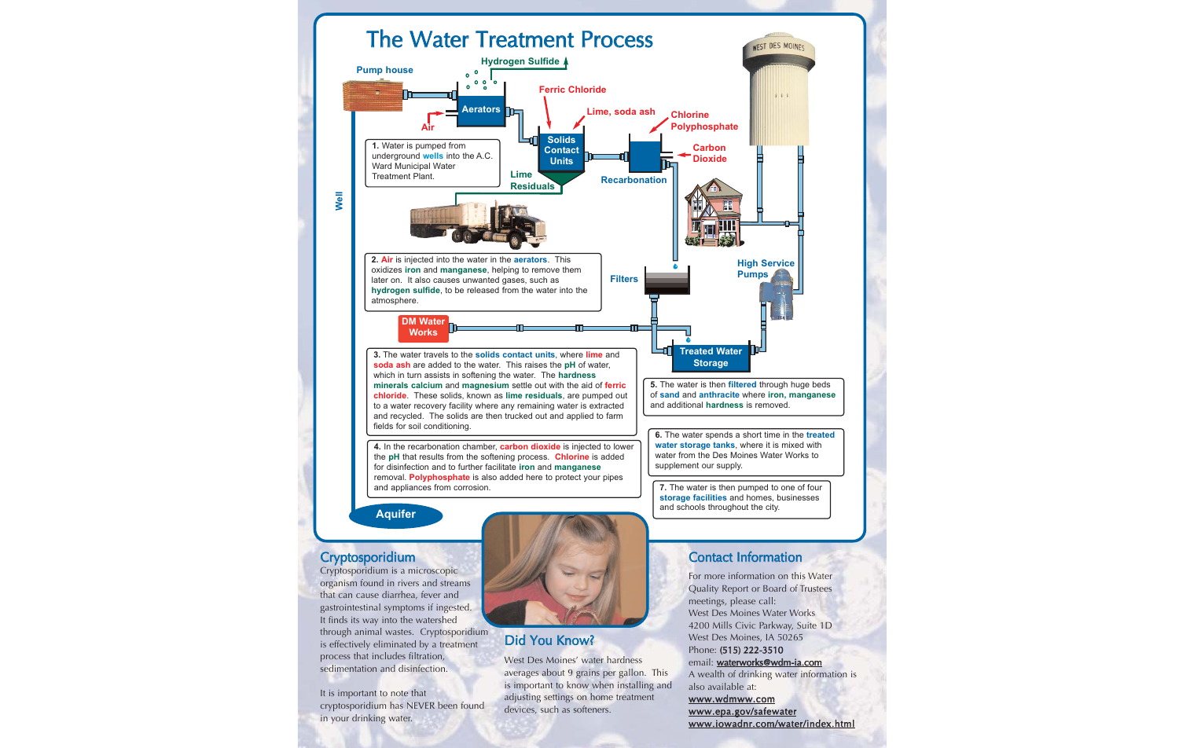# The Water Treatment Process

Pump house

Hydrogen Sulfide

Aerators

Air

Ferric Chloride

Lime, soda ash

Solids Contact Units

Chlorine Polyphosphate

Carbon Dioxide

Recarbonation

Lime Residuals

Well

WEST DES MOINES

1. Water is pumped from underground **wells** into the A.C. Ward Municipal Water Treatment Plant.

2. **Air** is injected into the water in the **aerators**. This oxidizes **iron** and **manganese**, helping to remove them later on. It also causes unwanted gases, such as **hydrogen sulfide**, to be released from the water into the atmosphere.

Filters

High Service Pumps

DM Water Works

Treated Water Storage

3. The water travels to the **solids contact units**, where **lime** and **soda ash** are added to the water. This raises the **pH** of water, which in turn assists in softening the water. The **hardness minerals calcium** and **magnesium** settle out with the aid of **ferric chloride**. These solids, known as **lime residuals**, are pumped out to a water recovery facility where any remaining water is extracted and recycled. The solids are then trucked out and applied to farm fields for soil conditioning.

4. In the recarbonation chamber, **carbon dioxide** is injected to lower the **pH** that results from the softening process. **Chlorine** is added for disinfection and to further facilitate **iron** and **manganese** removal. **Polyphosphate** is also added here to protect your pipes and appliances from corrosion.

5. The water is then **filtered** through huge beds of **sand** and **anthracite** where **iron, manganese** and additional **hardness** is removed.

6. The water spends a short time in the **treated water storage tanks**, where it is mixed with water from the Des Moines Water Works to supplement our supply.

7. The water is then pumped to one of four **storage facilities** and homes, businesses and schools throughout the city.

Aquifer

## Cryptosporidium

Cryptosporidium is a microscopic organism found in rivers and streams that can cause diarrhea, fever and gastrointestinal symptoms if ingested. It finds its way into the watershed through animal wastes. Cryptosporidium is effectively eliminated by a treatment process that includes filtration, sedimentation and disinfection.

It is important to note that cryptosporidium has NEVER been found in your drinking water.

## Did You Know?

West Des Moines' water hardness averages about 9 grains per gallon. This is important to know when installing and adjusting settings on home treatment devices, such as softeners.

## Contact Information

For more information on this Water Quality Report or Board of Trustees meetings, please call:
West Des Moines Water Works
4200 Mills Civic Parkway, Suite 1D
West Des Moines, IA 50265
Phone: **(515) 222-3510**
email: **waterworks@wdm-ia.com**
A wealth of drinking water information is also available at:
**www.wdmww.com**
**www.epa.gov/safewater**
**www.iowadnr.com/water/index.html**